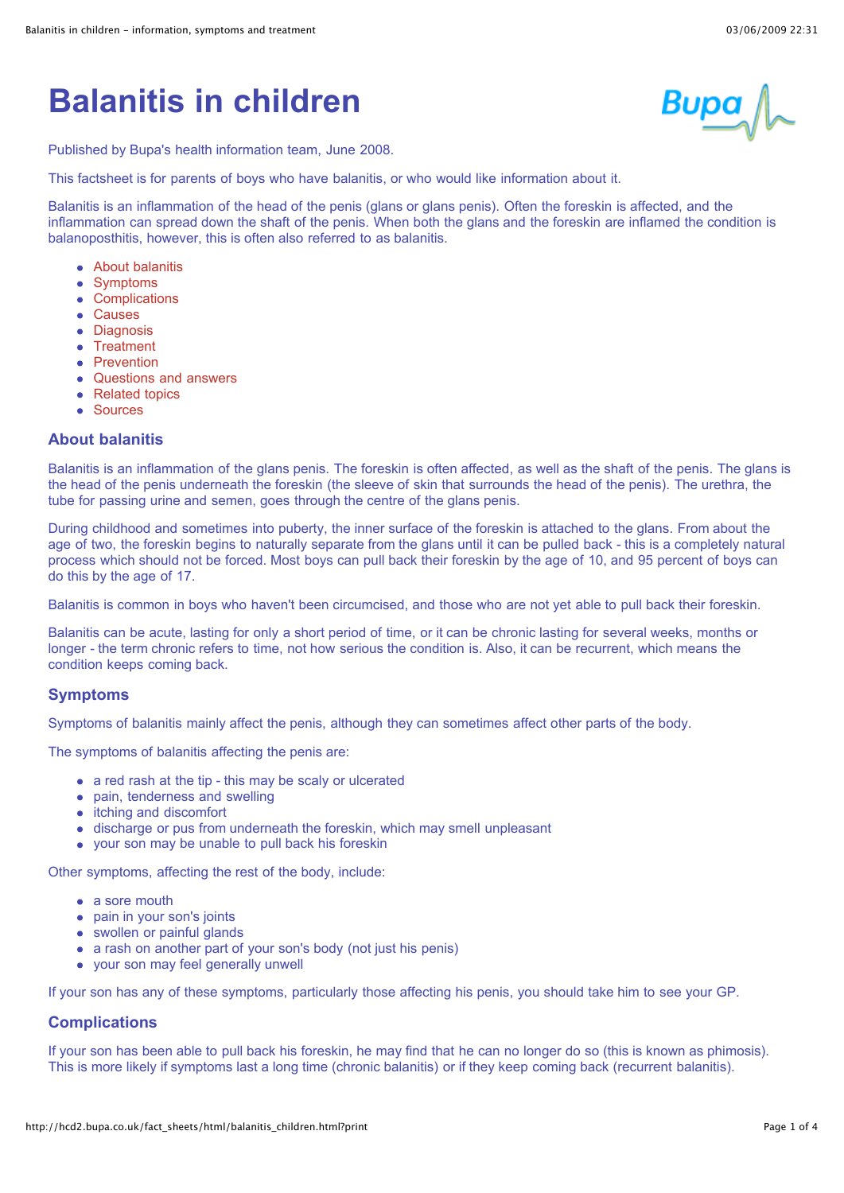# Balanitis in children

Published by Bupa's health information team, June 2008.

This factsheet is for parents of boys who have balanitis, or who would like information about it.

Balanitis is an inflammation of the head of the penis (glans or glans penis). Often the foreskin is affected, and the inflammation can spread down the shaft of the penis. When both the glans and the foreskin are inflamed the condition is balanoposthitis, however, this is often also referred to as balanitis.

- About balanitis
- Symptoms
- Complications
- Causes
- Diagnosis
- Treatment
- Prevention
- Questions and answers
- Related topics
- Sources

## About balanitis

Balanitis is an inflammation of the glans penis. The foreskin is often affected, as well as the shaft of the penis. The glans is the head of the penis underneath the foreskin (the sleeve of skin that surrounds the head of the penis). The urethra, the tube for passing urine and semen, goes through the centre of the glans penis.

During childhood and sometimes into puberty, the inner surface of the foreskin is attached to the glans. From about the age of two, the foreskin begins to naturally separate from the glans until it can be pulled back - this is a completely natural process which should not be forced. Most boys can pull back their foreskin by the age of 10, and 95 percent of boys can do this by the age of 17.

Balanitis is common in boys who haven't been circumcised, and those who are not yet able to pull back their foreskin.

Balanitis can be acute, lasting for only a short period of time, or it can be chronic lasting for several weeks, months or longer - the term chronic refers to time, not how serious the condition is. Also, it can be recurrent, which means the condition keeps coming back.

## Symptoms

Symptoms of balanitis mainly affect the penis, although they can sometimes affect other parts of the body.

The symptoms of balanitis affecting the penis are:

- a red rash at the tip - this may be scaly or ulcerated
- pain, tenderness and swelling
- itching and discomfort
- discharge or pus from underneath the foreskin, which may smell unpleasant
- your son may be unable to pull back his foreskin

Other symptoms, affecting the rest of the body, include:

- a sore mouth
- pain in your son's joints
- swollen or painful glands
- a rash on another part of your son's body (not just his penis)
- your son may feel generally unwell

If your son has any of these symptoms, particularly those affecting his penis, you should take him to see your GP.

## Complications

If your son has been able to pull back his foreskin, he may find that he can no longer do so (this is known as phimosis). This is more likely if symptoms last a long time (chronic balanitis) or if they keep coming back (recurrent balanitis).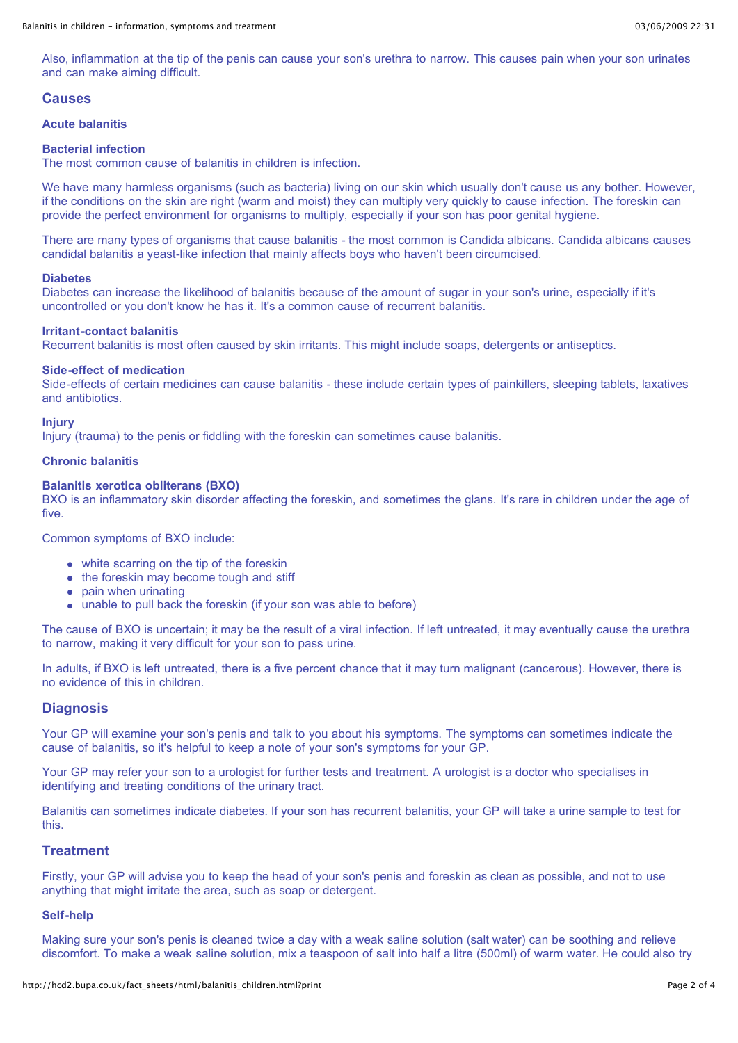Also, inflammation at the tip of the penis can cause your son's urethra to narrow. This causes pain when your son urinates and can make aiming difficult.

## Causes

### Acute balanitis

#### Bacterial infection

The most common cause of balanitis in children is infection.

We have many harmless organisms (such as bacteria) living on our skin which usually don't cause us any bother. However, if the conditions on the skin are right (warm and moist) they can multiply very quickly to cause infection. The foreskin can provide the perfect environment for organisms to multiply, especially if your son has poor genital hygiene.

There are many types of organisms that cause balanitis - the most common is Candida albicans. Candida albicans causes candidal balanitis a yeast-like infection that mainly affects boys who haven't been circumcised.

#### Diabetes

Diabetes can increase the likelihood of balanitis because of the amount of sugar in your son's urine, especially if it's uncontrolled or you don't know he has it. It's a common cause of recurrent balanitis.

#### Irritant-contact balanitis

Recurrent balanitis is most often caused by skin irritants. This might include soaps, detergents or antiseptics.

#### Side-effect of medication

Side-effects of certain medicines can cause balanitis - these include certain types of painkillers, sleeping tablets, laxatives and antibiotics.

#### Injury

Injury (trauma) to the penis or fiddling with the foreskin can sometimes cause balanitis.

### Chronic balanitis

#### Balanitis xerotica obliterans (BXO)

BXO is an inflammatory skin disorder affecting the foreskin, and sometimes the glans. It's rare in children under the age of five.

Common symptoms of BXO include:

- white scarring on the tip of the foreskin
- the foreskin may become tough and stiff
- pain when urinating
- unable to pull back the foreskin (if your son was able to before)

The cause of BXO is uncertain; it may be the result of a viral infection. If left untreated, it may eventually cause the urethra to narrow, making it very difficult for your son to pass urine.

In adults, if BXO is left untreated, there is a five percent chance that it may turn malignant (cancerous). However, there is no evidence of this in children.

## Diagnosis

Your GP will examine your son's penis and talk to you about his symptoms. The symptoms can sometimes indicate the cause of balanitis, so it's helpful to keep a note of your son's symptoms for your GP.

Your GP may refer your son to a urologist for further tests and treatment. A urologist is a doctor who specialises in identifying and treating conditions of the urinary tract.

Balanitis can sometimes indicate diabetes. If your son has recurrent balanitis, your GP will take a urine sample to test for this.

## Treatment

Firstly, your GP will advise you to keep the head of your son's penis and foreskin as clean as possible, and not to use anything that might irritate the area, such as soap or detergent.

### Self-help

Making sure your son's penis is cleaned twice a day with a weak saline solution (salt water) can be soothing and relieve discomfort. To make a weak saline solution, mix a teaspoon of salt into half a litre (500ml) of warm water. He could also try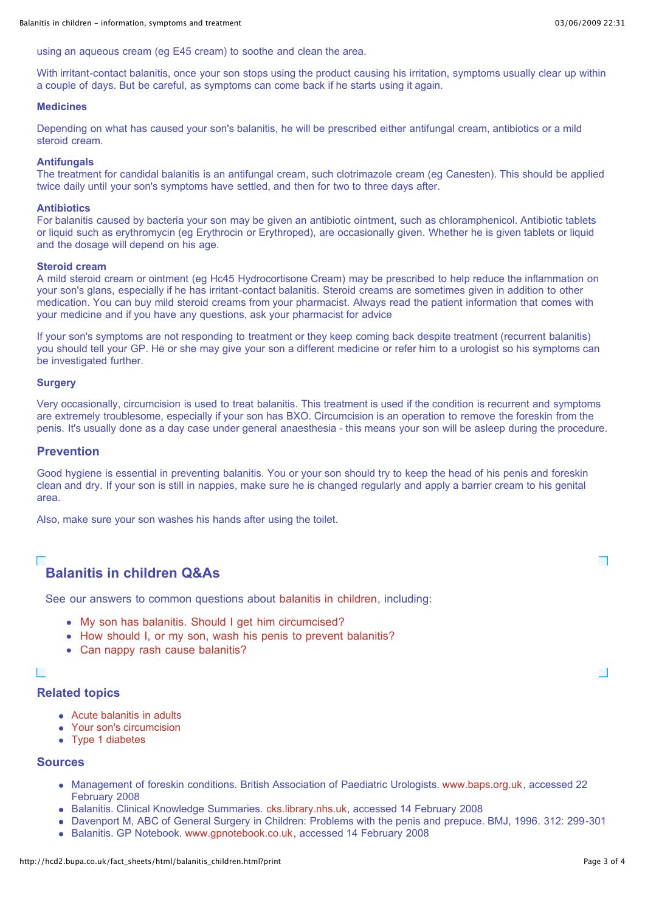using an aqueous cream (eg E45 cream) to soothe and clean the area.

With irritant-contact balanitis, once your son stops using the product causing his irritation, symptoms usually clear up within a couple of days. But be careful, as symptoms can come back if he starts using it again.

### Medicines

Depending on what has caused your son's balanitis, he will be prescribed either antifungal cream, antibiotics or a mild steroid cream.

**Antifungals**
The treatment for candidal balanitis is an antifungal cream, such clotrimazole cream (eg Canesten). This should be applied twice daily until your son's symptoms have settled, and then for two to three days after.

**Antibiotics**
For balanitis caused by bacteria your son may be given an antibiotic ointment, such as chloramphenicol. Antibiotic tablets or liquid such as erythromycin (eg Erythrocin or Erythroped), are occasionally given. Whether he is given tablets or liquid and the dosage will depend on his age.

**Steroid cream**
A mild steroid cream or ointment (eg Hc45 Hydrocortisone Cream) may be prescribed to help reduce the inflammation on your son's glans, especially if he has irritant-contact balanitis. Steroid creams are sometimes given in addition to other medication. You can buy mild steroid creams from your pharmacist. Always read the patient information that comes with your medicine and if you have any questions, ask your pharmacist for advice

If your son's symptoms are not responding to treatment or they keep coming back despite treatment (recurrent balanitis) you should tell your GP. He or she may give your son a different medicine or refer him to a urologist so his symptoms can be investigated further.

### Surgery

Very occasionally, circumcision is used to treat balanitis. This treatment is used if the condition is recurrent and symptoms are extremely troublesome, especially if your son has BXO. Circumcision is an operation to remove the foreskin from the penis. It's usually done as a day case under general anaesthesia - this means your son will be asleep during the procedure.

## Prevention

Good hygiene is essential in preventing balanitis. You or your son should try to keep the head of his penis and foreskin clean and dry. If your son is still in nappies, make sure he is changed regularly and apply a barrier cream to his genital area.

Also, make sure your son washes his hands after using the toilet.

## Balanitis in children Q&As

See our answers to common questions about balanitis in children, including:

- My son has balanitis. Should I get him circumcised?
- How should I, or my son, wash his penis to prevent balanitis?
- Can nappy rash cause balanitis?

### Related topics

- Acute balanitis in adults
- Your son's circumcision
- Type 1 diabetes

### Sources

- Management of foreskin conditions. British Association of Paediatric Urologists. www.baps.org.uk, accessed 22 February 2008
- Balanitis. Clinical Knowledge Summaries. cks.library.nhs.uk, accessed 14 February 2008
- Davenport M, ABC of General Surgery in Children: Problems with the penis and prepuce. BMJ, 1996. 312: 299-301
- Balanitis. GP Notebook. www.gpnotebook.co.uk, accessed 14 February 2008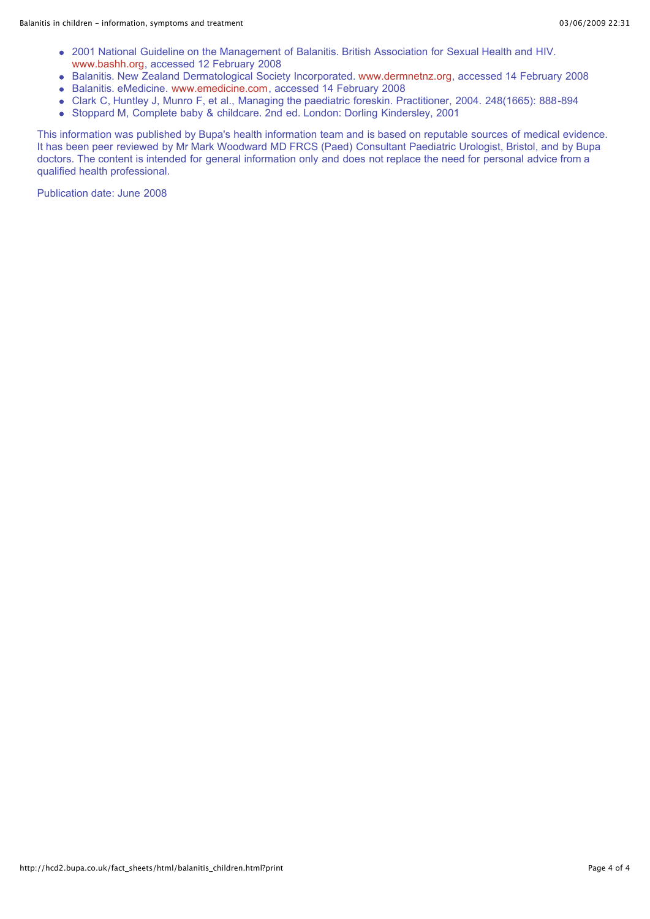- 2001 National Guideline on the Management of Balanitis. British Association for Sexual Health and HIV. www.bashh.org, accessed 12 February 2008
- Balanitis. New Zealand Dermatological Society Incorporated. www.dermnetnz.org, accessed 14 February 2008
- Balanitis. eMedicine. www.emedicine.com, accessed 14 February 2008
- Clark C, Huntley J, Munro F, et al., Managing the paediatric foreskin. Practitioner, 2004. 248(1665): 888-894
- Stoppard M, Complete baby & childcare. 2nd ed. London: Dorling Kindersley, 2001

This information was published by Bupa's health information team and is based on reputable sources of medical evidence. It has been peer reviewed by Mr Mark Woodward MD FRCS (Paed) Consultant Paediatric Urologist, Bristol, and by Bupa doctors. The content is intended for general information only and does not replace the need for personal advice from a qualified health professional.

Publication date: June 2008